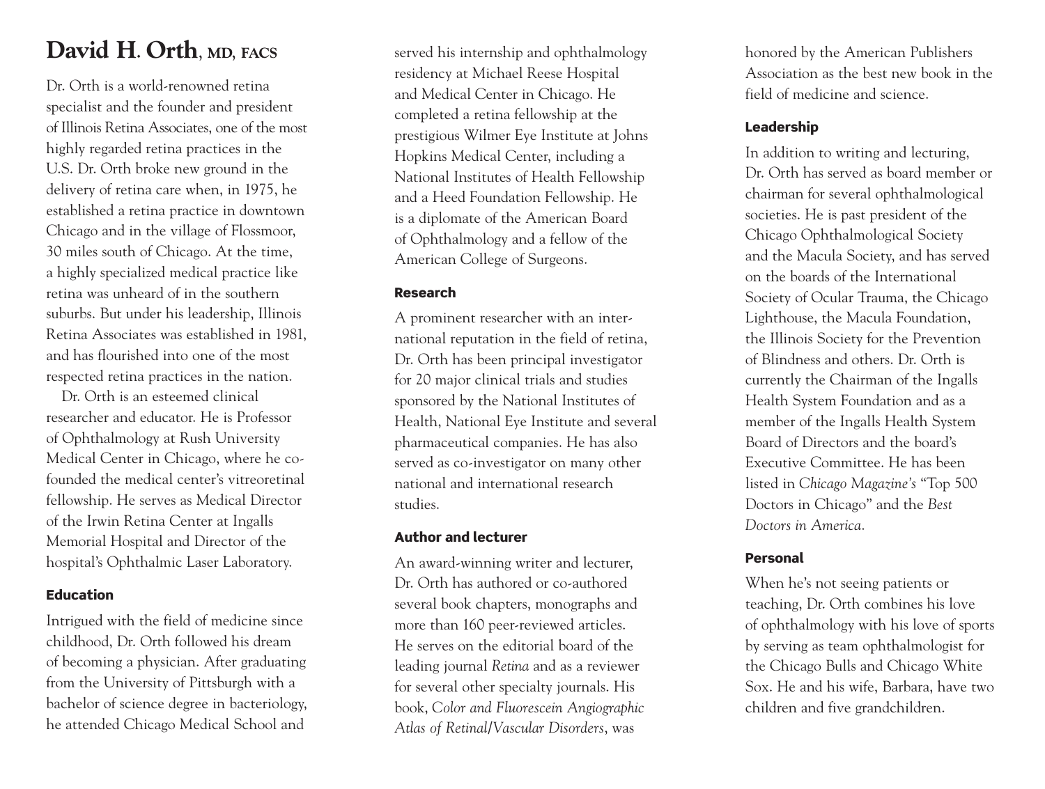# David H. Orth, MD, FACS

Dr. Orth is a world-renowned retina specialist and the founder and president of Illinois Retina Associates, one of the most highly regarded retina practices in the U.S. Dr. Orth broke new ground in the delivery of retina care when, in 1975, he established a retina practice in downtown Chicago and in the village of Flossmoor, 30 miles south of Chicago. At the time, a highly specialized medical practice like retina was unheard of in the southern suburbs. But under his leadership, Illinois Retina Associates was established in 1981, and has flourished into one of the most respected retina practices in the nation.

Dr. Orth is an esteemed clinical researcher and educator. He is Professor of Ophthalmology at Rush University Medical Center in Chicago, where he co-founded the medical center's vitreoretinal fellowship. He serves as Medical Director of the Irwin Retina Center at Ingalls Memorial Hospital and Director of the hospital's Ophthalmic Laser Laboratory.

## Education

Intrigued with the field of medicine since childhood, Dr. Orth followed his dream of becoming a physician. After graduating from the University of Pittsburgh with a bachelor of science degree in bacteriology, he attended Chicago Medical School and served his internship and ophthalmology residency at Michael Reese Hospital and Medical Center in Chicago. He completed a retina fellowship at the prestigious Wilmer Eye Institute at Johns Hopkins Medical Center, including a National Institutes of Health Fellowship and a Heed Foundation Fellowship. He is a diplomate of the American Board of Ophthalmology and a fellow of the American College of Surgeons.

## Research

A prominent researcher with an international reputation in the field of retina, Dr. Orth has been principal investigator for 20 major clinical trials and studies sponsored by the National Institutes of Health, National Eye Institute and several pharmaceutical companies. He has also served as co-investigator on many other national and international research studies.

## Author and lecturer

An award-winning writer and lecturer, Dr. Orth has authored or co-authored several book chapters, monographs and more than 160 peer-reviewed articles. He serves on the editorial board of the leading journal *Retina* and as a reviewer for several other specialty journals. His book, *Color and Fluorescein Angiographic Atlas of Retinal/Vascular Disorders*, was honored by the American Publishers Association as the best new book in the field of medicine and science.

## Leadership

In addition to writing and lecturing, Dr. Orth has served as board member or chairman for several ophthalmological societies. He is past president of the Chicago Ophthalmological Society and the Macula Society, and has served on the boards of the International Society of Ocular Trauma, the Chicago Lighthouse, the Macula Foundation, the Illinois Society for the Prevention of Blindness and others. Dr. Orth is currently the Chairman of the Ingalls Health System Foundation and as a member of the Ingalls Health System Board of Directors and the board's Executive Committee. He has been listed in *Chicago Magazine's* "Top 500 Doctors in Chicago" and the *Best Doctors in America*.

## Personal

When he's not seeing patients or teaching, Dr. Orth combines his love of ophthalmology with his love of sports by serving as team ophthalmologist for the Chicago Bulls and Chicago White Sox. He and his wife, Barbara, have two children and five grandchildren.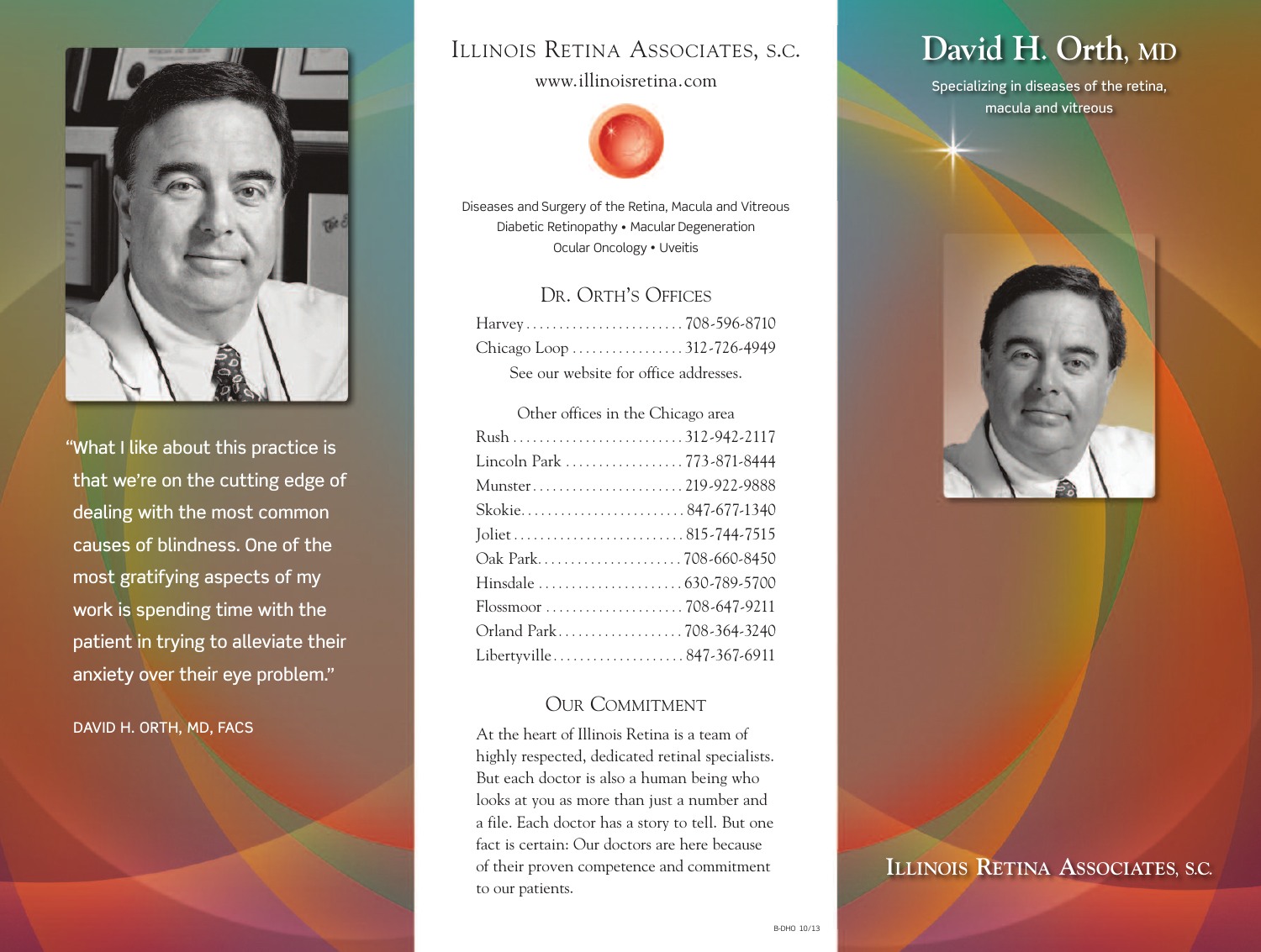"What I like about this practice is that we're on the cutting edge of dealing with the most common causes of blindness. One of the most gratifying aspects of my work is spending time with the patient in trying to alleviate their anxiety over their eye problem."

DAVID H. ORTH, MD, FACS

# Illinois Retina Associates, S.C.

www.illinoisretina.com

Diseases and Surgery of the Retina, Macula and Vitreous
Diabetic Retinopathy • Macular Degeneration
Ocular Oncology • Uveitis

## Dr. Orth's Offices

| | |
|---|---|
| Harvey | 708-596-8710 |
| Chicago Loop | 312-726-4949 |

See our website for office addresses.

Other offices in the Chicago area

| | |
|---|---|
| Rush | 312-942-2117 |
| Lincoln Park | 773-871-8444 |
| Munster | 219-922-9888 |
| Skokie | 847-677-1340 |
| Joliet | 815-744-7515 |
| Oak Park | 708-660-8450 |
| Hinsdale | 630-789-5700 |
| Flossmoor | 708-647-9211 |
| Orland Park | 708-364-3240 |
| Libertyville | 847-367-6911 |

## Our Commitment

At the heart of Illinois Retina is a team of highly respected, dedicated retinal specialists. But each doctor is also a human being who looks at you as more than just a number and a file. Each doctor has a story to tell. But one fact is certain: Our doctors are here because of their proven competence and commitment to our patients.

B-DHO 10/13

# David H. Orth, MD

Specializing in diseases of the retina, macula and vitreous

Illinois Retina Associates, S.C.